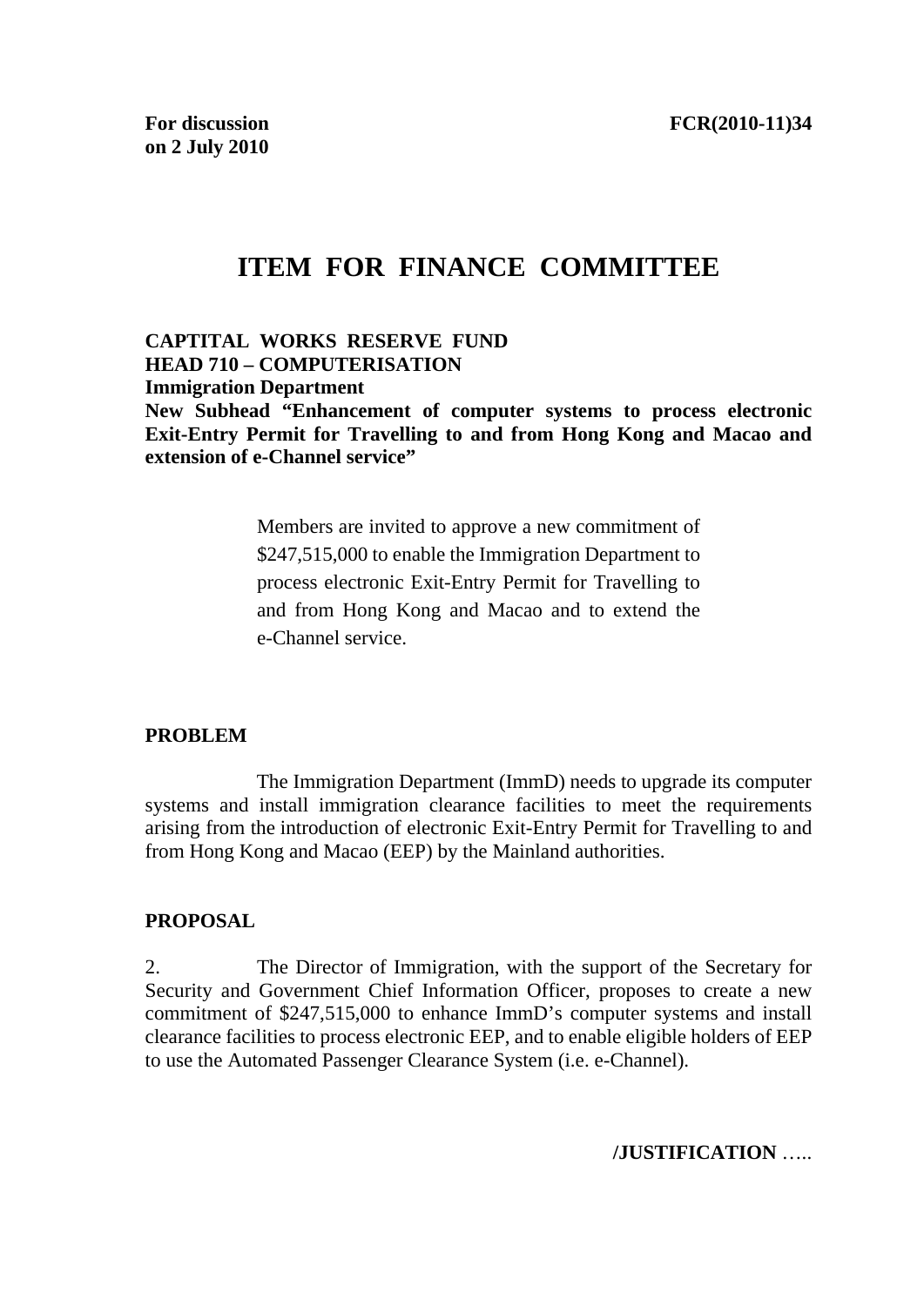**For discussion on 2 July 2010**

**FCR(2010-11)34**

# ITEM FOR FINANCE COMMITTEE

**CAPTITAL WORKS RESERVE FUND**
**HEAD 710 – COMPUTERISATION**
**Immigration Department**
**New Subhead "Enhancement of computer systems to process electronic Exit-Entry Permit for Travelling to and from Hong Kong and Macao and extension of e-Channel service"**

Members are invited to approve a new commitment of $247,515,000 to enable the Immigration Department to process electronic Exit-Entry Permit for Travelling to and from Hong Kong and Macao and to extend the e-Channel service.

## PROBLEM

The Immigration Department (ImmD) needs to upgrade its computer systems and install immigration clearance facilities to meet the requirements arising from the introduction of electronic Exit-Entry Permit for Travelling to and from Hong Kong and Macao (EEP) by the Mainland authorities.

## PROPOSAL

2. The Director of Immigration, with the support of the Secretary for Security and Government Chief Information Officer, proposes to create a new commitment of $247,515,000 to enhance ImmD's computer systems and install clearance facilities to process electronic EEP, and to enable eligible holders of EEP to use the Automated Passenger Clearance System (i.e. e-Channel).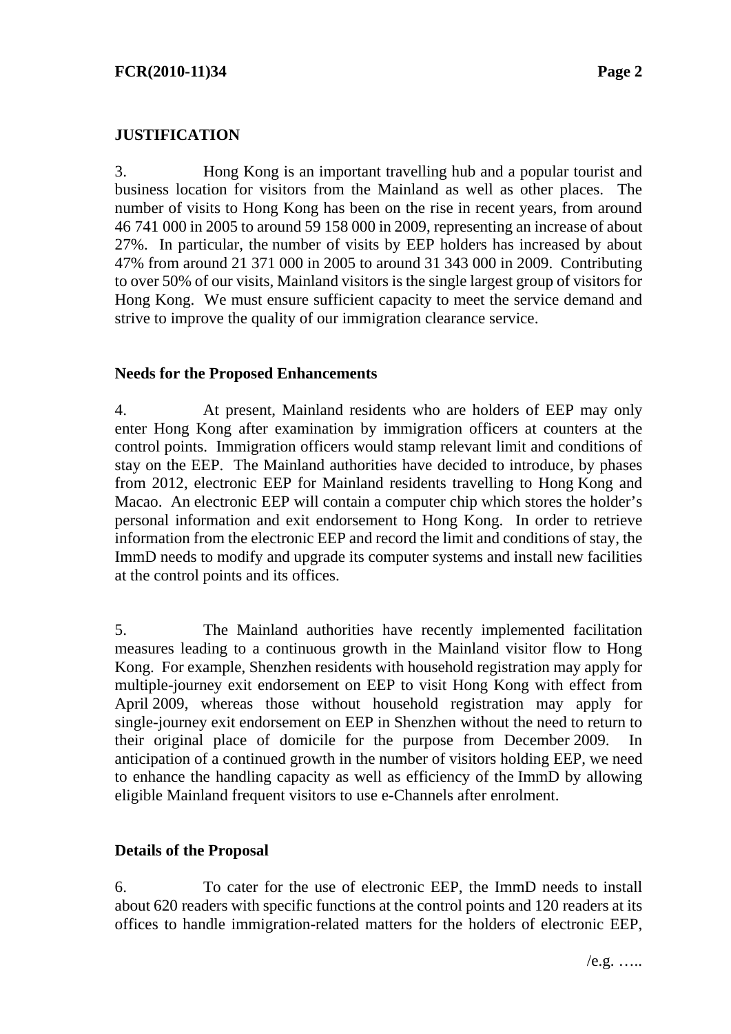## JUSTIFICATION

3. Hong Kong is an important travelling hub and a popular tourist and business location for visitors from the Mainland as well as other places. The number of visits to Hong Kong has been on the rise in recent years, from around 46 741 000 in 2005 to around 59 158 000 in 2009, representing an increase of about 27%. In particular, the number of visits by EEP holders has increased by about 47% from around 21 371 000 in 2005 to around 31 343 000 in 2009. Contributing to over 50% of our visits, Mainland visitors is the single largest group of visitors for Hong Kong. We must ensure sufficient capacity to meet the service demand and strive to improve the quality of our immigration clearance service.

### Needs for the Proposed Enhancements

4. At present, Mainland residents who are holders of EEP may only enter Hong Kong after examination by immigration officers at counters at the control points. Immigration officers would stamp relevant limit and conditions of stay on the EEP. The Mainland authorities have decided to introduce, by phases from 2012, electronic EEP for Mainland residents travelling to Hong Kong and Macao. An electronic EEP will contain a computer chip which stores the holder's personal information and exit endorsement to Hong Kong. In order to retrieve information from the electronic EEP and record the limit and conditions of stay, the ImmD needs to modify and upgrade its computer systems and install new facilities at the control points and its offices.

5. The Mainland authorities have recently implemented facilitation measures leading to a continuous growth in the Mainland visitor flow to Hong Kong. For example, Shenzhen residents with household registration may apply for multiple-journey exit endorsement on EEP to visit Hong Kong with effect from April 2009, whereas those without household registration may apply for single-journey exit endorsement on EEP in Shenzhen without the need to return to their original place of domicile for the purpose from December 2009. In anticipation of a continued growth in the number of visitors holding EEP, we need to enhance the handling capacity as well as efficiency of the ImmD by allowing eligible Mainland frequent visitors to use e-Channels after enrolment.

### Details of the Proposal

6. To cater for the use of electronic EEP, the ImmD needs to install about 620 readers with specific functions at the control points and 120 readers at its offices to handle immigration-related matters for the holders of electronic EEP,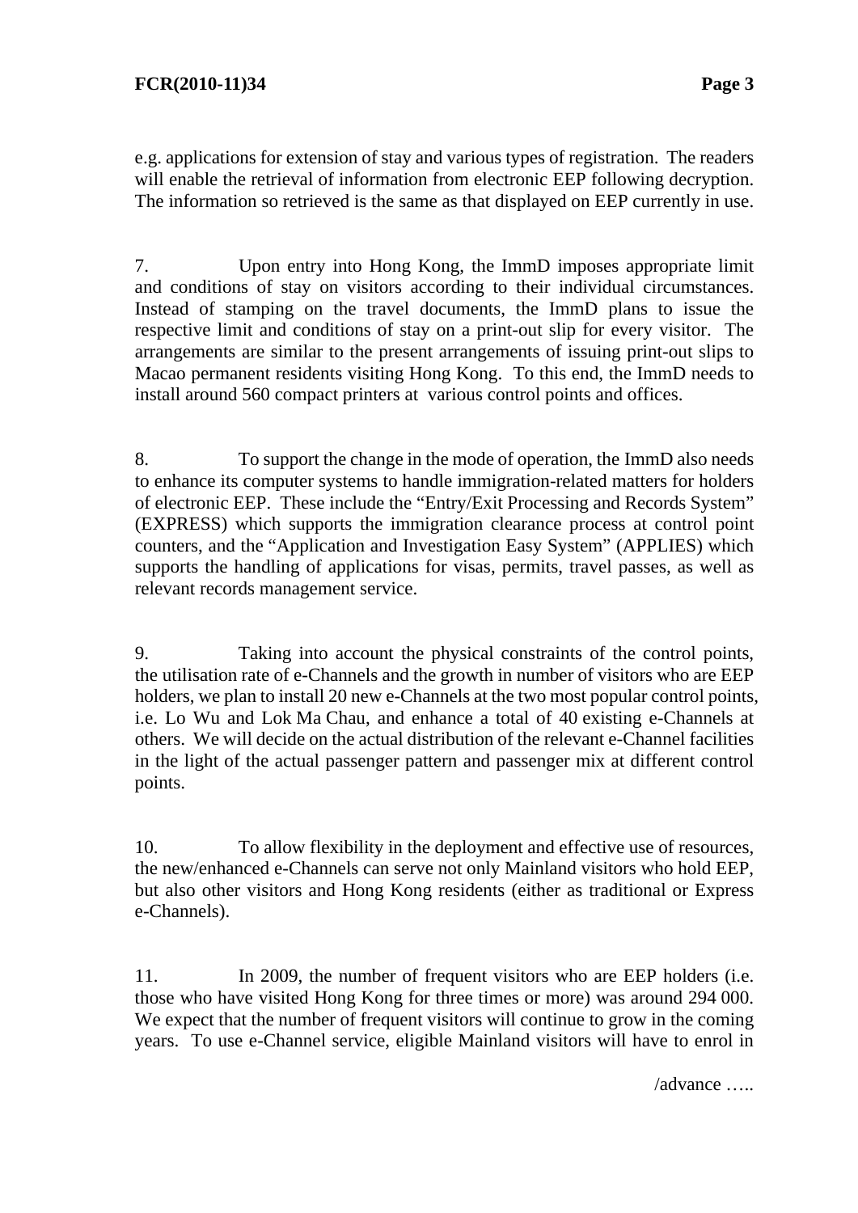e.g. applications for extension of stay and various types of registration. The readers will enable the retrieval of information from electronic EEP following decryption. The information so retrieved is the same as that displayed on EEP currently in use.

7. Upon entry into Hong Kong, the ImmD imposes appropriate limit and conditions of stay on visitors according to their individual circumstances. Instead of stamping on the travel documents, the ImmD plans to issue the respective limit and conditions of stay on a print-out slip for every visitor. The arrangements are similar to the present arrangements of issuing print-out slips to Macao permanent residents visiting Hong Kong. To this end, the ImmD needs to install around 560 compact printers at various control points and offices.

8. To support the change in the mode of operation, the ImmD also needs to enhance its computer systems to handle immigration-related matters for holders of electronic EEP. These include the "Entry/Exit Processing and Records System" (EXPRESS) which supports the immigration clearance process at control point counters, and the "Application and Investigation Easy System" (APPLIES) which supports the handling of applications for visas, permits, travel passes, as well as relevant records management service.

9. Taking into account the physical constraints of the control points, the utilisation rate of e-Channels and the growth in number of visitors who are EEP holders, we plan to install 20 new e-Channels at the two most popular control points, i.e. Lo Wu and Lok Ma Chau, and enhance a total of 40 existing e-Channels at others. We will decide on the actual distribution of the relevant e-Channel facilities in the light of the actual passenger pattern and passenger mix at different control points.

10. To allow flexibility in the deployment and effective use of resources, the new/enhanced e-Channels can serve not only Mainland visitors who hold EEP, but also other visitors and Hong Kong residents (either as traditional or Express e-Channels).

11. In 2009, the number of frequent visitors who are EEP holders (i.e. those who have visited Hong Kong for three times or more) was around 294 000. We expect that the number of frequent visitors will continue to grow in the coming years. To use e-Channel service, eligible Mainland visitors will have to enrol in

/advance …..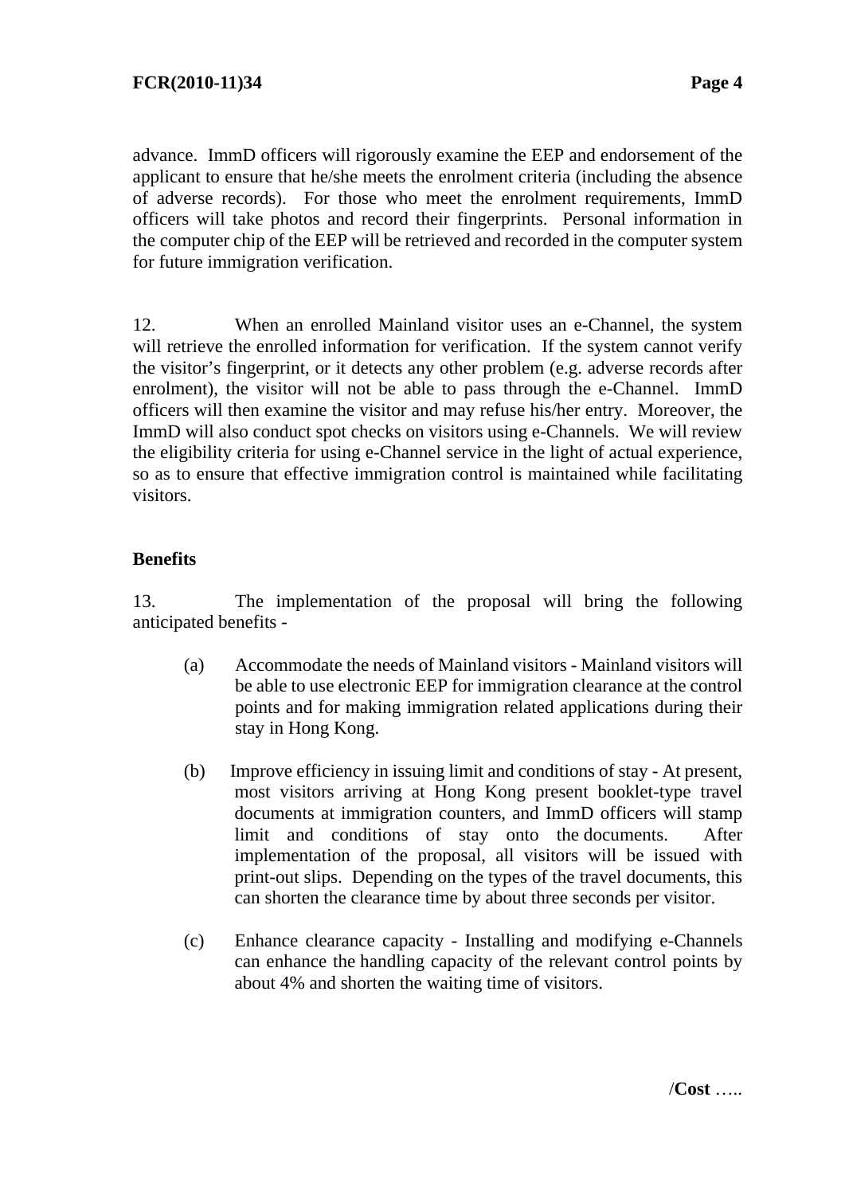advance. ImmD officers will rigorously examine the EEP and endorsement of the applicant to ensure that he/she meets the enrolment criteria (including the absence of adverse records). For those who meet the enrolment requirements, ImmD officers will take photos and record their fingerprints. Personal information in the computer chip of the EEP will be retrieved and recorded in the computer system for future immigration verification.

12. When an enrolled Mainland visitor uses an e-Channel, the system will retrieve the enrolled information for verification. If the system cannot verify the visitor's fingerprint, or it detects any other problem (e.g. adverse records after enrolment), the visitor will not be able to pass through the e-Channel. ImmD officers will then examine the visitor and may refuse his/her entry. Moreover, the ImmD will also conduct spot checks on visitors using e-Channels. We will review the eligibility criteria for using e-Channel service in the light of actual experience, so as to ensure that effective immigration control is maintained while facilitating visitors.

**Benefits**

13. The implementation of the proposal will bring the following anticipated benefits -

(a) Accommodate the needs of Mainland visitors - Mainland visitors will be able to use electronic EEP for immigration clearance at the control points and for making immigration related applications during their stay in Hong Kong.

(b) Improve efficiency in issuing limit and conditions of stay - At present, most visitors arriving at Hong Kong present booklet-type travel documents at immigration counters, and ImmD officers will stamp limit and conditions of stay onto the documents. After implementation of the proposal, all visitors will be issued with print-out slips. Depending on the types of the travel documents, this can shorten the clearance time by about three seconds per visitor.

(c) Enhance clearance capacity - Installing and modifying e-Channels can enhance the handling capacity of the relevant control points by about 4% and shorten the waiting time of visitors.

/**Cost** …..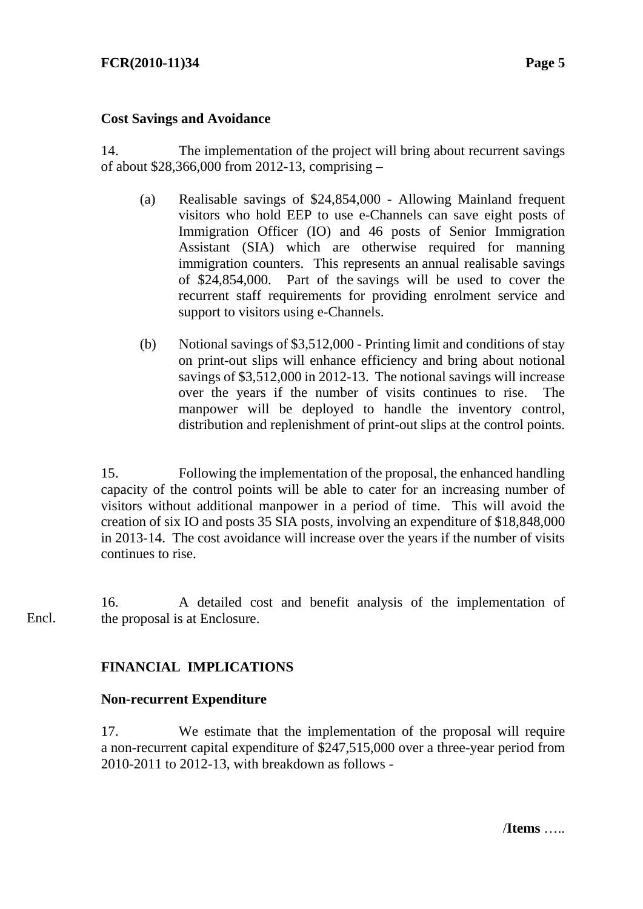**Cost Savings and Avoidance**

14. The implementation of the project will bring about recurrent savings of about $28,366,000 from 2012-13, comprising –

(a) Realisable savings of $24,854,000 - Allowing Mainland frequent visitors who hold EEP to use e-Channels can save eight posts of Immigration Officer (IO) and 46 posts of Senior Immigration Assistant (SIA) which are otherwise required for manning immigration counters. This represents an annual realisable savings of $24,854,000. Part of the savings will be used to cover the recurrent staff requirements for providing enrolment service and support to visitors using e-Channels.

(b) Notional savings of $3,512,000 - Printing limit and conditions of stay on print-out slips will enhance efficiency and bring about notional savings of $3,512,000 in 2012-13. The notional savings will increase over the years if the number of visits continues to rise. The manpower will be deployed to handle the inventory control, distribution and replenishment of print-out slips at the control points.

15. Following the implementation of the proposal, the enhanced handling capacity of the control points will be able to cater for an increasing number of visitors without additional manpower in a period of time. This will avoid the creation of six IO and posts 35 SIA posts, involving an expenditure of $18,848,000 in 2013-14. The cost avoidance will increase over the years if the number of visits continues to rise.

16. A detailed cost and benefit analysis of the implementation of the proposal is at Enclosure. (Encl.)

## FINANCIAL IMPLICATIONS

**Non-recurrent Expenditure**

17. We estimate that the implementation of the proposal will require a non-recurrent capital expenditure of $247,515,000 over a three-year period from 2010-2011 to 2012-13, with breakdown as follows -

/**Items** …..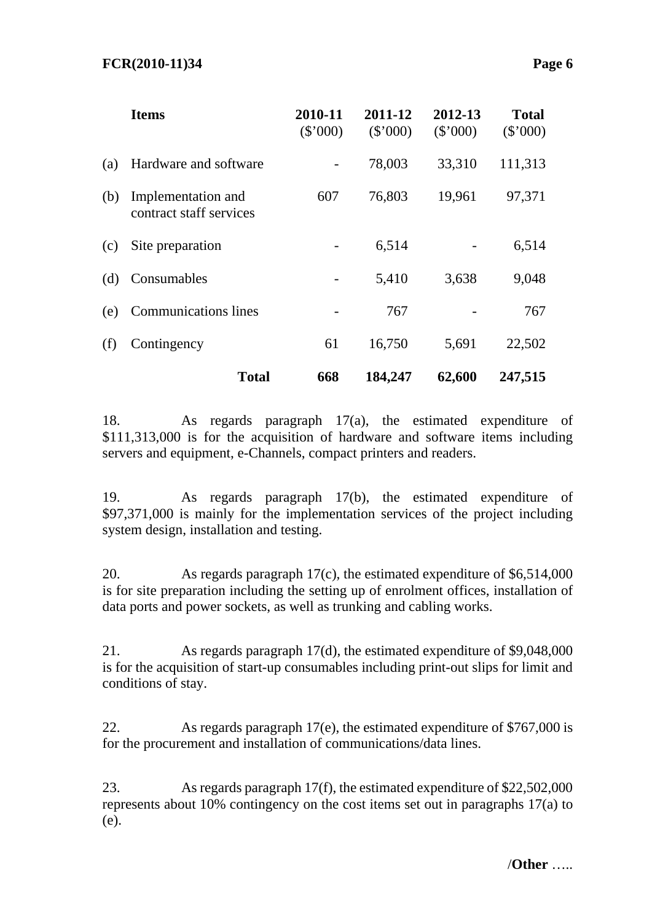| | Items | 2010-11 ($'000) | 2011-12 ($'000) | 2012-13 ($'000) | Total ($'000) |
|---|---|---|---|---|---|
| (a) | Hardware and software | - | 78,003 | 33,310 | 111,313 |
| (b) | Implementation and contract staff services | 607 | 76,803 | 19,961 | 97,371 |
| (c) | Site preparation | - | 6,514 | - | 6,514 |
| (d) | Consumables | - | 5,410 | 3,638 | 9,048 |
| (e) | Communications lines | - | 767 | - | 767 |
| (f) | Contingency | 61 | 16,750 | 5,691 | 22,502 |
| | **Total** | **668** | **184,247** | **62,600** | **247,515** |

18. As regards paragraph 17(a), the estimated expenditure of $111,313,000 is for the acquisition of hardware and software items including servers and equipment, e-Channels, compact printers and readers.

19. As regards paragraph 17(b), the estimated expenditure of $97,371,000 is mainly for the implementation services of the project including system design, installation and testing.

20. As regards paragraph 17(c), the estimated expenditure of $6,514,000 is for site preparation including the setting up of enrolment offices, installation of data ports and power sockets, as well as trunking and cabling works.

21. As regards paragraph 17(d), the estimated expenditure of $9,048,000 is for the acquisition of start-up consumables including print-out slips for limit and conditions of stay.

22. As regards paragraph 17(e), the estimated expenditure of $767,000 is for the procurement and installation of communications/data lines.

23. As regards paragraph 17(f), the estimated expenditure of $22,502,000 represents about 10% contingency on the cost items set out in paragraphs 17(a) to (e).

/**Other** …..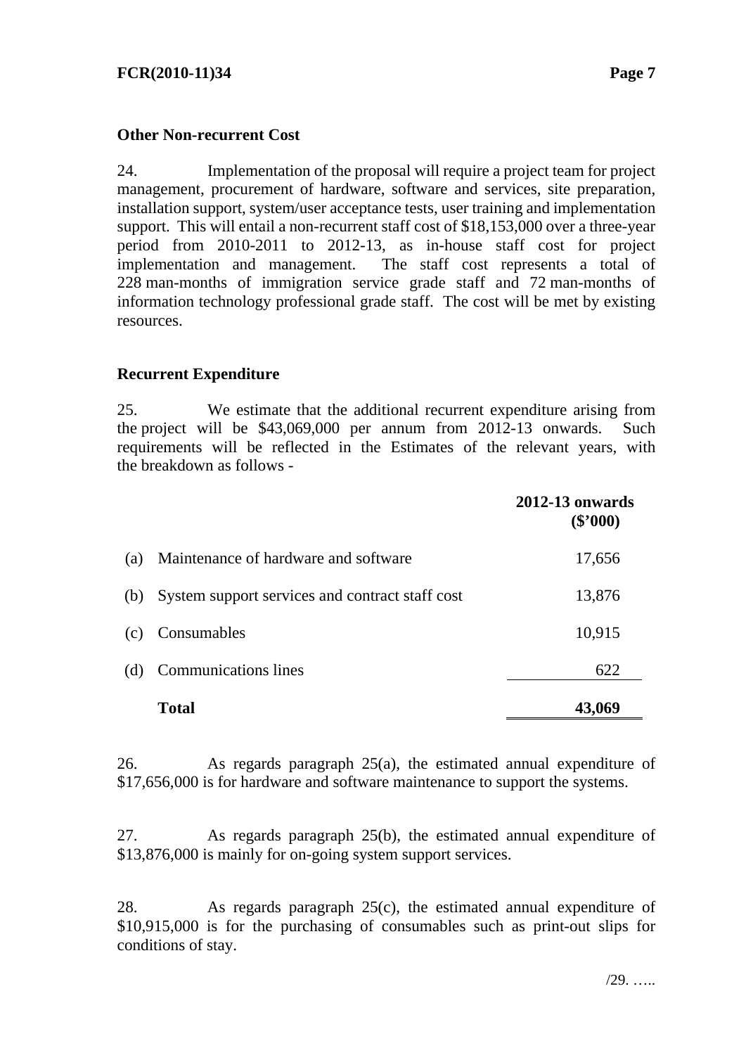**Other Non-recurrent Cost**

24. Implementation of the proposal will require a project team for project management, procurement of hardware, software and services, site preparation, installation support, system/user acceptance tests, user training and implementation support. This will entail a non-recurrent staff cost of $18,153,000 over a three-year period from 2010-2011 to 2012-13, as in-house staff cost for project implementation and management. The staff cost represents a total of 228 man-months of immigration service grade staff and 72 man-months of information technology professional grade staff. The cost will be met by existing resources.

**Recurrent Expenditure**

25. We estimate that the additional recurrent expenditure arising from the project will be $43,069,000 per annum from 2012-13 onwards. Such requirements will be reflected in the Estimates of the relevant years, with the breakdown as follows -

| | | 2012-13 onwards ($'000) |
|---|---|---|
| (a) | Maintenance of hardware and software | 17,656 |
| (b) | System support services and contract staff cost | 13,876 |
| (c) | Consumables | 10,915 |
| (d) | Communications lines | 622 |
| | **Total** | **43,069** |

26. As regards paragraph 25(a), the estimated annual expenditure of $17,656,000 is for hardware and software maintenance to support the systems.

27. As regards paragraph 25(b), the estimated annual expenditure of $13,876,000 is mainly for on-going system support services.

28. As regards paragraph 25(c), the estimated annual expenditure of $10,915,000 is for the purchasing of consumables such as print-out slips for conditions of stay.

/29. …..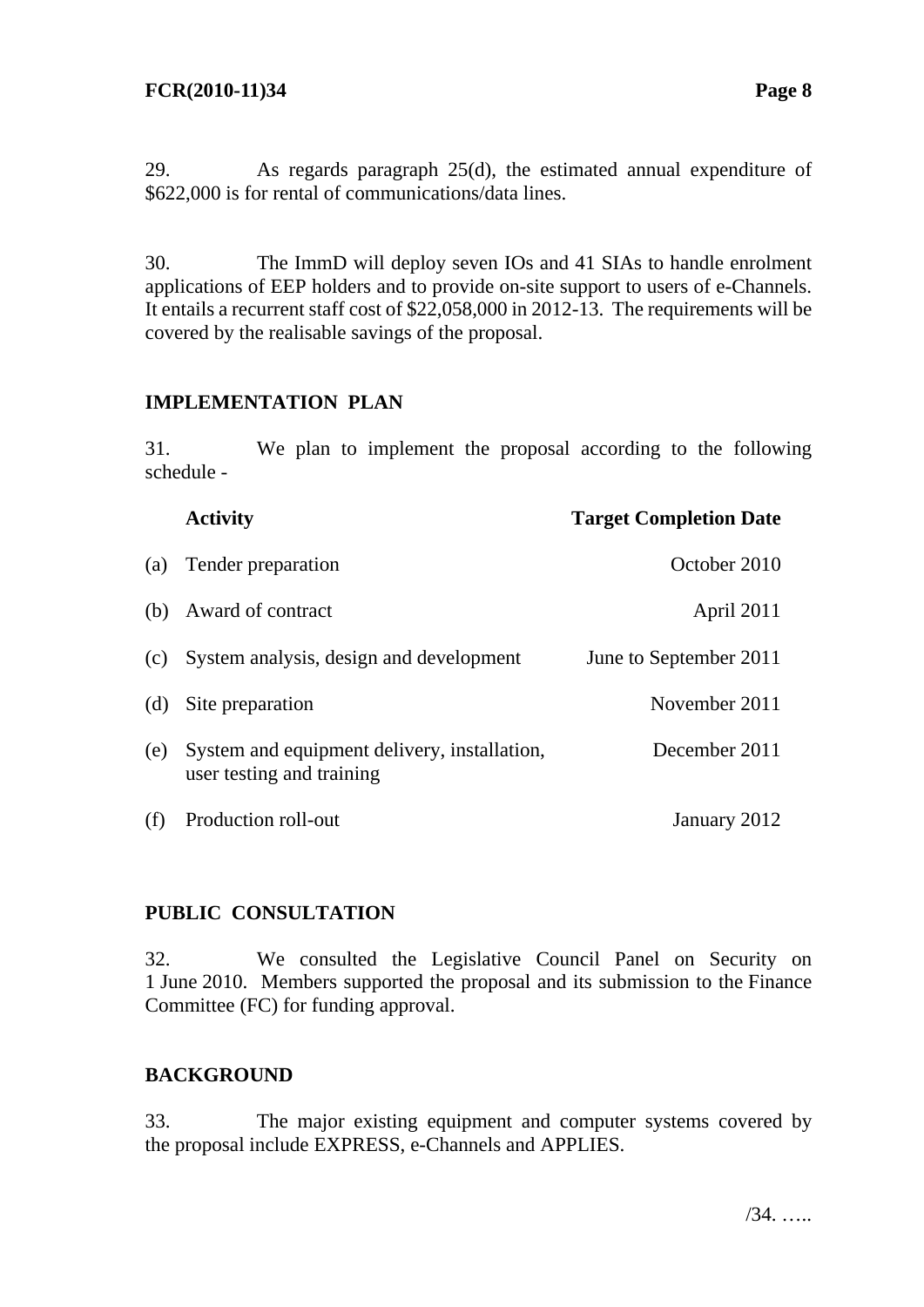29. As regards paragraph 25(d), the estimated annual expenditure of $622,000 is for rental of communications/data lines.

30. The ImmD will deploy seven IOs and 41 SIAs to handle enrolment applications of EEP holders and to provide on-site support to users of e-Channels. It entails a recurrent staff cost of $22,058,000 in 2012-13. The requirements will be covered by the realisable savings of the proposal.

## IMPLEMENTATION PLAN

31. We plan to implement the proposal according to the following schedule -

| | Activity | Target Completion Date |
|---|---|---|
| (a) | Tender preparation | October 2010 |
| (b) | Award of contract | April 2011 |
| (c) | System analysis, design and development | June to September 2011 |
| (d) | Site preparation | November 2011 |
| (e) | System and equipment delivery, installation, user testing and training | December 2011 |
| (f) | Production roll-out | January 2012 |

## PUBLIC CONSULTATION

32. We consulted the Legislative Council Panel on Security on 1 June 2010. Members supported the proposal and its submission to the Finance Committee (FC) for funding approval.

## BACKGROUND

33. The major existing equipment and computer systems covered by the proposal include EXPRESS, e-Channels and APPLIES.

/34. …..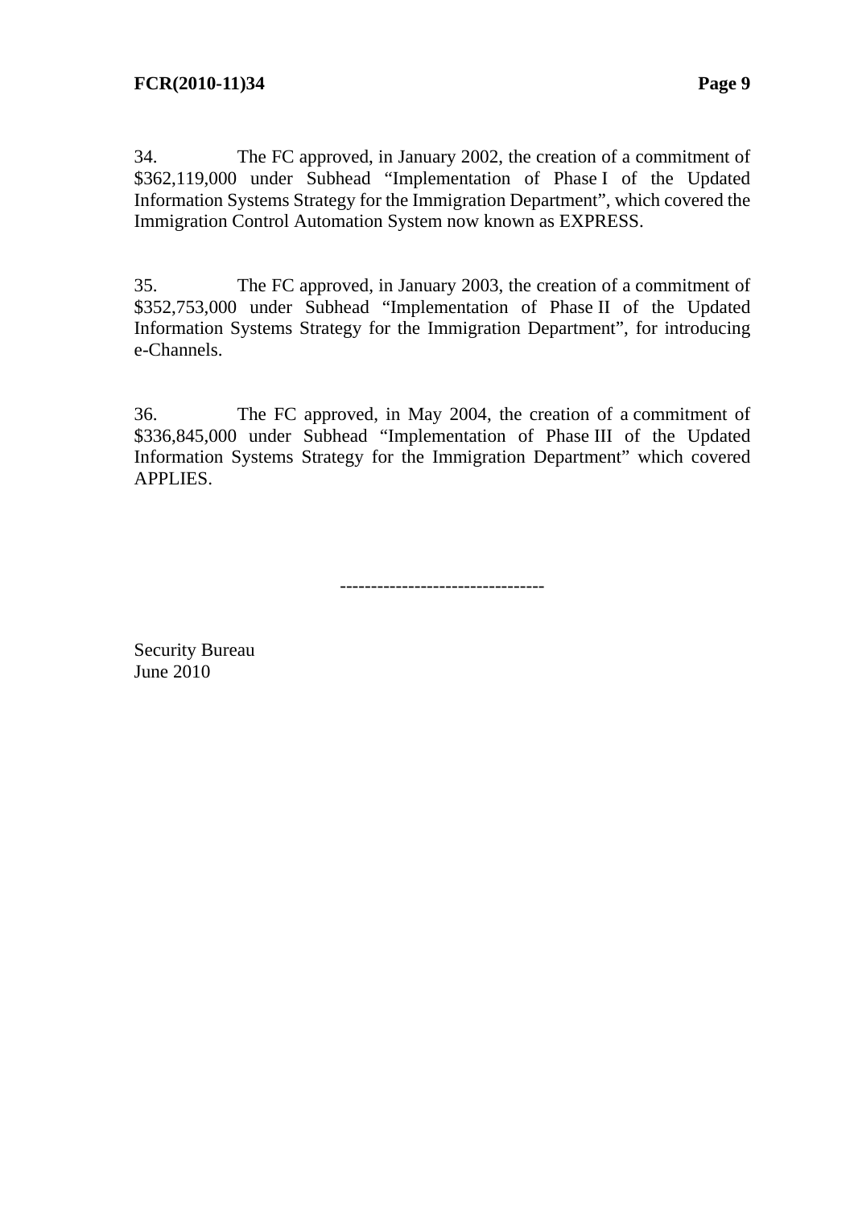34. The FC approved, in January 2002, the creation of a commitment of $362,119,000 under Subhead “Implementation of Phase I of the Updated Information Systems Strategy for the Immigration Department”, which covered the Immigration Control Automation System now known as EXPRESS.

35. The FC approved, in January 2003, the creation of a commitment of $352,753,000 under Subhead “Implementation of Phase II of the Updated Information Systems Strategy for the Immigration Department”, for introducing e-Channels.

36. The FC approved, in May 2004, the creation of a commitment of $336,845,000 under Subhead “Implementation of Phase III of the Updated Information Systems Strategy for the Immigration Department” which covered APPLIES.

---------------------------------

Security Bureau
June 2010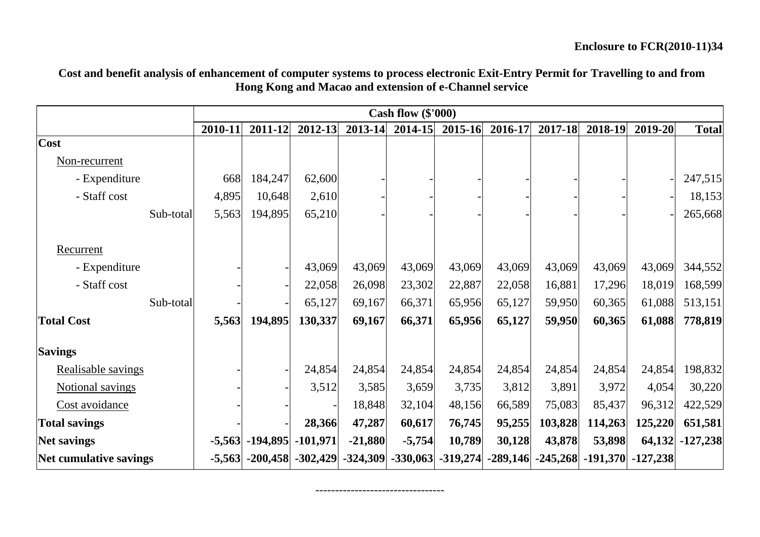**Enclosure to FCR(2010-11)34**

**Cost and benefit analysis of enhancement of computer systems to process electronic Exit-Entry Permit for Travelling to and from Hong Kong and Macao and extension of e-Channel service**

| | Cash flow ($'000) | | | | | | | | | | |
|---|---|---|---|---|---|---|---|---|---|---|---|
| | **2010-11** | **2011-12** | **2012-13** | **2013-14** | **2014-15** | **2015-16** | **2016-17** | **2017-18** | **2018-19** | **2019-20** | **Total** |
| **Cost** | | | | | | | | | | | |
| Non-recurrent | | | | | | | | | | | |
| - Expenditure | 668 | 184,247 | 62,600 | - | - | - | - | - | - | - | 247,515 |
| - Staff cost | 4,895 | 10,648 | 2,610 | - | - | - | - | - | - | - | 18,153 |
| Sub-total | 5,563 | 194,895 | 65,210 | - | - | - | - | - | - | - | 265,668 |
| Recurrent | | | | | | | | | | | |
| - Expenditure | - | - | 43,069 | 43,069 | 43,069 | 43,069 | 43,069 | 43,069 | 43,069 | 43,069 | 344,552 |
| - Staff cost | - | - | 22,058 | 26,098 | 23,302 | 22,887 | 22,058 | 16,881 | 17,296 | 18,019 | 168,599 |
| Sub-total | - | - | 65,127 | 69,167 | 66,371 | 65,956 | 65,127 | 59,950 | 60,365 | 61,088 | 513,151 |
| **Total Cost** | **5,563** | **194,895** | **130,337** | **69,167** | **66,371** | **65,956** | **65,127** | **59,950** | **60,365** | **61,088** | **778,819** |
| **Savings** | | | | | | | | | | | |
| Realisable savings | - | - | 24,854 | 24,854 | 24,854 | 24,854 | 24,854 | 24,854 | 24,854 | 24,854 | 198,832 |
| Notional savings | - | - | 3,512 | 3,585 | 3,659 | 3,735 | 3,812 | 3,891 | 3,972 | 4,054 | 30,220 |
| Cost avoidance | - | - | - | 18,848 | 32,104 | 48,156 | 66,589 | 75,083 | 85,437 | 96,312 | 422,529 |
| **Total savings** | - | - | **28,366** | **47,287** | **60,617** | **76,745** | **95,255** | **103,828** | **114,263** | **125,220** | **651,581** |
| **Net savings** | **-5,563** | **-194,895** | **-101,971** | **-21,880** | **-5,754** | **10,789** | **30,128** | **43,878** | **53,898** | **64,132** | **-127,238** |
| **Net cumulative savings** | **-5,563** | **-200,458** | **-302,429** | **-324,309** | **-330,063** | **-319,274** | **-289,146** | **-245,268** | **-191,370** | **-127,238** | |

--------------------------------